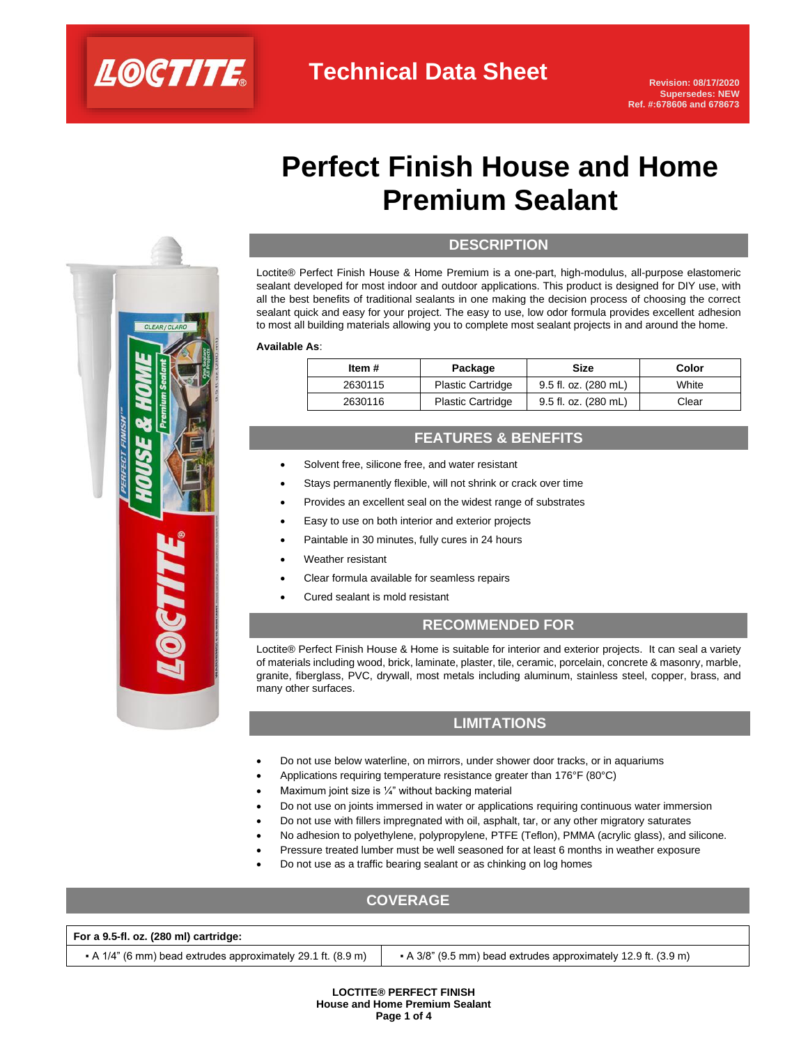# Technical Data Sheet

Revision: 08/17/2020
Supersedes: NEW
Ref. #:678606 and 678673

# Perfect Finish House and Home Premium Sealant

## DESCRIPTION

Loctite® Perfect Finish House & Home Premium is a one-part, high-modulus, all-purpose elastomeric sealant developed for most indoor and outdoor applications. This product is designed for DIY use, with all the best benefits of traditional sealants in one making the decision process of choosing the correct sealant quick and easy for your project. The easy to use, low odor formula provides excellent adhesion to most all building materials allowing you to complete most sealant projects in and around the home.

**Available As**:

| Item # | Package | Size | Color |
|---|---|---|---|
| 2630115 | Plastic Cartridge | 9.5 fl. oz. (280 mL) | White |
| 2630116 | Plastic Cartridge | 9.5 fl. oz. (280 mL) | Clear |

## FEATURES & BENEFITS

- Solvent free, silicone free, and water resistant
- Stays permanently flexible, will not shrink or crack over time
- Provides an excellent seal on the widest range of substrates
- Easy to use on both interior and exterior projects
- Paintable in 30 minutes, fully cures in 24 hours
- Weather resistant
- Clear formula available for seamless repairs
- Cured sealant is mold resistant

## RECOMMENDED FOR

Loctite® Perfect Finish House & Home is suitable for interior and exterior projects. It can seal a variety of materials including wood, brick, laminate, plaster, tile, ceramic, porcelain, concrete & masonry, marble, granite, fiberglass, PVC, drywall, most metals including aluminum, stainless steel, copper, brass, and many other surfaces.

## LIMITATIONS

- Do not use below waterline, on mirrors, under shower door tracks, or in aquariums
- Applications requiring temperature resistance greater than 176°F (80°C)
- Maximum joint size is ¼" without backing material
- Do not use on joints immersed in water or applications requiring continuous water immersion
- Do not use with fillers impregnated with oil, asphalt, tar, or any other migratory saturates
- No adhesion to polyethylene, polypropylene, PTFE (Teflon), PMMA (acrylic glass), and silicone.
- Pressure treated lumber must be well seasoned for at least 6 months in weather exposure
- Do not use as a traffic bearing sealant or as chinking on log homes

## COVERAGE

| For a 9.5-fl. oz. (280 ml) cartridge: | |
|---|---|
| ▪ A 1/4" (6 mm) bead extrudes approximately 29.1 ft. (8.9 m) | ▪ A 3/8" (9.5 mm) bead extrudes approximately 12.9 ft. (3.9 m) |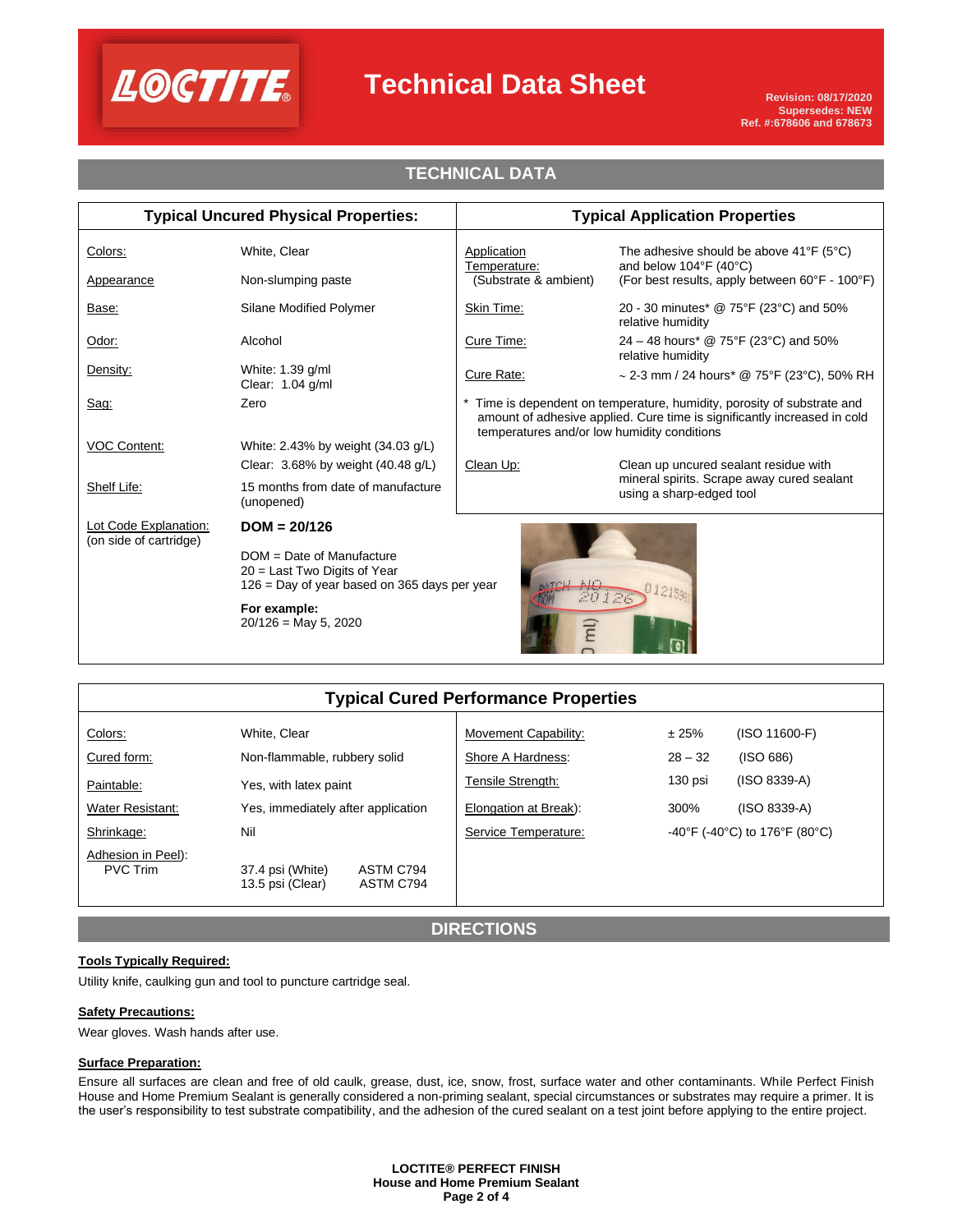# Technical Data Sheet

Revision: 08/17/2020
Supersedes: NEW
Ref. #:678606 and 678673

## TECHNICAL DATA

### Typical Uncured Physical Properties:

| Property | Value |
|---|---|
| Colors: | White, Clear |
| Appearance | Non-slumping paste |
| Base: | Silane Modified Polymer |
| Odor: | Alcohol |
| Density: | White: 1.39 g/ml<br>Clear: 1.04 g/ml |
| Sag: | Zero |
| VOC Content: | White: 2.43% by weight (34.03 g/L)<br>Clear: 3.68% by weight (40.48 g/L) |
| Shelf Life: | 15 months from date of manufacture (unopened) |
| Lot Code Explanation: (on side of cartridge) | **DOM = 20/126**<br>DOM = Date of Manufacture<br>20 = Last Two Digits of Year<br>126 = Day of year based on 365 days per year<br>**For example:**<br>20/126 = May 5, 2020 |

### Typical Application Properties

| Property | Value |
|---|---|
| Application Temperature: (Substrate & ambient) | The adhesive should be above 41°F (5°C) and below 104°F (40°C)<br>(For best results, apply between 60°F - 100°F) |
| Skin Time: | 20 - 30 minutes* @ 75°F (23°C) and 50% relative humidity |
| Cure Time: | 24 – 48 hours* @ 75°F (23°C) and 50% relative humidity |
| Cure Rate: | ~ 2-3 mm / 24 hours* @ 75°F (23°C), 50% RH |
| Clean Up: | Clean up uncured sealant residue with mineral spirits. Scrape away cured sealant using a sharp-edged tool |

\* Time is dependent on temperature, humidity, porosity of substrate and amount of adhesive applied. Cure time is significantly increased in cold temperatures and/or low humidity conditions

### Typical Cured Performance Properties

| Property | Value | Method |
|---|---|---|
| Colors: | White, Clear | |
| Cured form: | Non-flammable, rubbery solid | |
| Paintable: | Yes, with latex paint | |
| Water Resistant: | Yes, immediately after application | |
| Shrinkage: | Nil | |
| Adhesion in Peel): PVC Trim | 37.4 psi (White) | ASTM C794 |
| | 13.5 psi (Clear) | ASTM C794 |
| Movement Capability: | ± 25% | (ISO 11600-F) |
| Shore A Hardness: | 28 – 32 | (ISO 686) |
| Tensile Strength: | 130 psi | (ISO 8339-A) |
| Elongation at Break): | 300% | (ISO 8339-A) |
| Service Temperature: | -40°F (-40°C) to 176°F (80°C) | |

## DIRECTIONS

**Tools Typically Required:**

Utility knife, caulking gun and tool to puncture cartridge seal.

**Safety Precautions:**

Wear gloves. Wash hands after use.

**Surface Preparation:**

Ensure all surfaces are clean and free of old caulk, grease, dust, ice, snow, frost, surface water and other contaminants. While Perfect Finish House and Home Premium Sealant is generally considered a non-priming sealant, special circumstances or substrates may require a primer. It is the user's responsibility to test substrate compatibility, and the adhesion of the cured sealant on a test joint before applying to the entire project.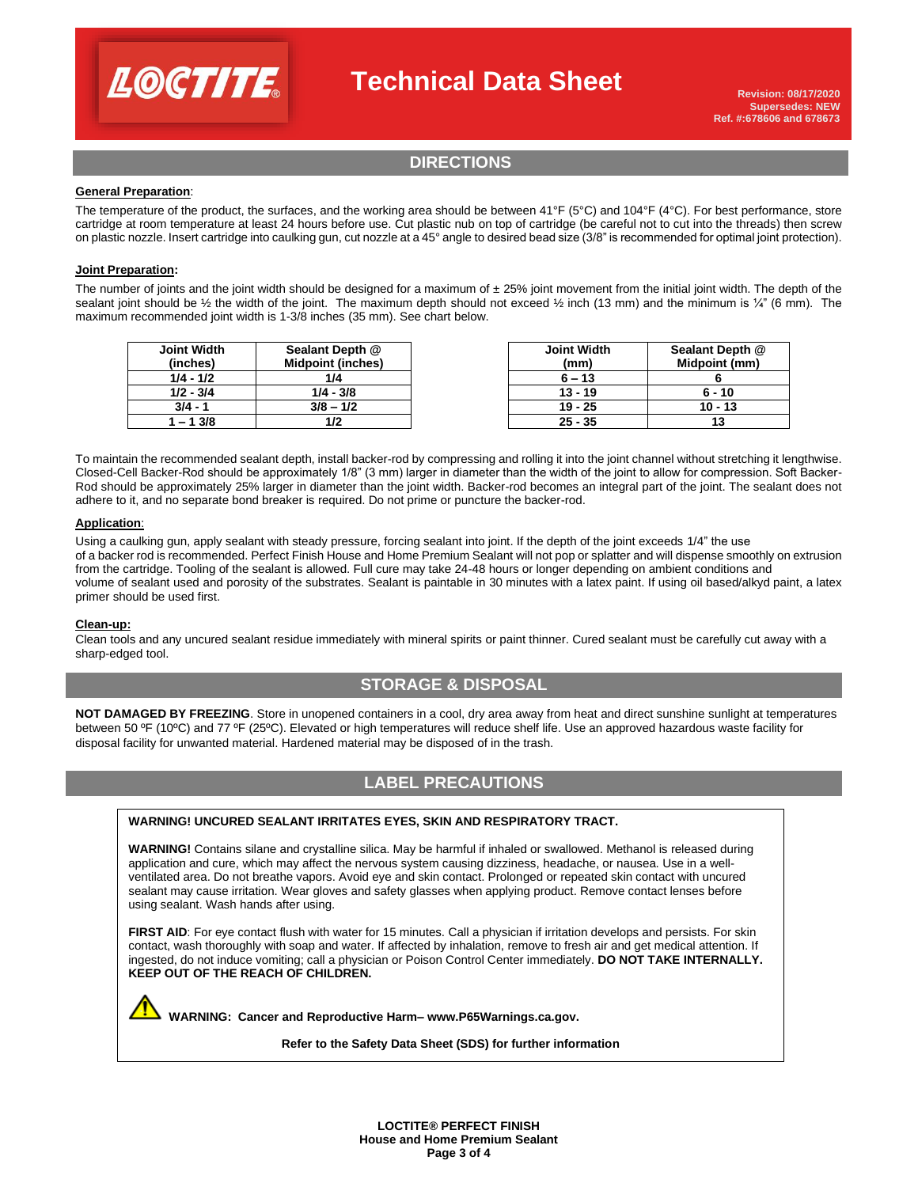# Technical Data Sheet

Revision: 08/17/2020
Supersedes: NEW
Ref. #:678606 and 678673

## DIRECTIONS

**General Preparation**:

The temperature of the product, the surfaces, and the working area should be between 41°F (5°C) and 104°F (4°C). For best performance, store cartridge at room temperature at least 24 hours before use. Cut plastic nub on top of cartridge (be careful not to cut into the threads) then screw on plastic nozzle. Insert cartridge into caulking gun, cut nozzle at a 45° angle to desired bead size (3/8" is recommended for optimal joint protection).

**Joint Preparation:**

The number of joints and the joint width should be designed for a maximum of ± 25% joint movement from the initial joint width. The depth of the sealant joint should be ½ the width of the joint. The maximum depth should not exceed ½ inch (13 mm) and the minimum is ¼" (6 mm). The maximum recommended joint width is 1-3/8 inches (35 mm). See chart below.

| Joint Width (inches) | Sealant Depth @ Midpoint (inches) |
|---|---|
| 1/4 - 1/2 | 1/4 |
| 1/2 - 3/4 | 1/4 - 3/8 |
| 3/4 - 1 | 3/8 – 1/2 |
| 1 – 1 3/8 | 1/2 |

| Joint Width (mm) | Sealant Depth @ Midpoint (mm) |
|---|---|
| 6 – 13 | 6 |
| 13 - 19 | 6 - 10 |
| 19 - 25 | 10 - 13 |
| 25 - 35 | 13 |

To maintain the recommended sealant depth, install backer-rod by compressing and rolling it into the joint channel without stretching it lengthwise. Closed-Cell Backer-Rod should be approximately 1/8" (3 mm) larger in diameter than the width of the joint to allow for compression. Soft Backer-Rod should be approximately 25% larger in diameter than the joint width. Backer-rod becomes an integral part of the joint. The sealant does not adhere to it, and no separate bond breaker is required. Do not prime or puncture the backer-rod.

**Application**:

Using a caulking gun, apply sealant with steady pressure, forcing sealant into joint. If the depth of the joint exceeds 1/4" the use of a backer rod is recommended. Perfect Finish House and Home Premium Sealant will not pop or splatter and will dispense smoothly on extrusion from the cartridge. Tooling of the sealant is allowed. Full cure may take 24-48 hours or longer depending on ambient conditions and volume of sealant used and porosity of the substrates. Sealant is paintable in 30 minutes with a latex paint. If using oil based/alkyd paint, a latex primer should be used first.

**Clean-up:**

Clean tools and any uncured sealant residue immediately with mineral spirits or paint thinner. Cured sealant must be carefully cut away with a sharp-edged tool.

## STORAGE & DISPOSAL

**NOT DAMAGED BY FREEZING**. Store in unopened containers in a cool, dry area away from heat and direct sunshine sunlight at temperatures between 50 ºF (10ºC) and 77 ºF (25ºC). Elevated or high temperatures will reduce shelf life. Use an approved hazardous waste facility for disposal facility for unwanted material. Hardened material may be disposed of in the trash.

## LABEL PRECAUTIONS

**WARNING! UNCURED SEALANT IRRITATES EYES, SKIN AND RESPIRATORY TRACT.**

**WARNING!** Contains silane and crystalline silica. May be harmful if inhaled or swallowed. Methanol is released during application and cure, which may affect the nervous system causing dizziness, headache, or nausea. Use in a well-ventilated area. Do not breathe vapors. Avoid eye and skin contact. Prolonged or repeated skin contact with uncured sealant may cause irritation. Wear gloves and safety glasses when applying product. Remove contact lenses before using sealant. Wash hands after using.

**FIRST AID**: For eye contact flush with water for 15 minutes. Call a physician if irritation develops and persists. For skin contact, wash thoroughly with soap and water. If affected by inhalation, remove to fresh air and get medical attention. If ingested, do not induce vomiting; call a physician or Poison Control Center immediately. **DO NOT TAKE INTERNALLY. KEEP OUT OF THE REACH OF CHILDREN.**

**WARNING: Cancer and Reproductive Harm– www.P65Warnings.ca.gov.**

**Refer to the Safety Data Sheet (SDS) for further information**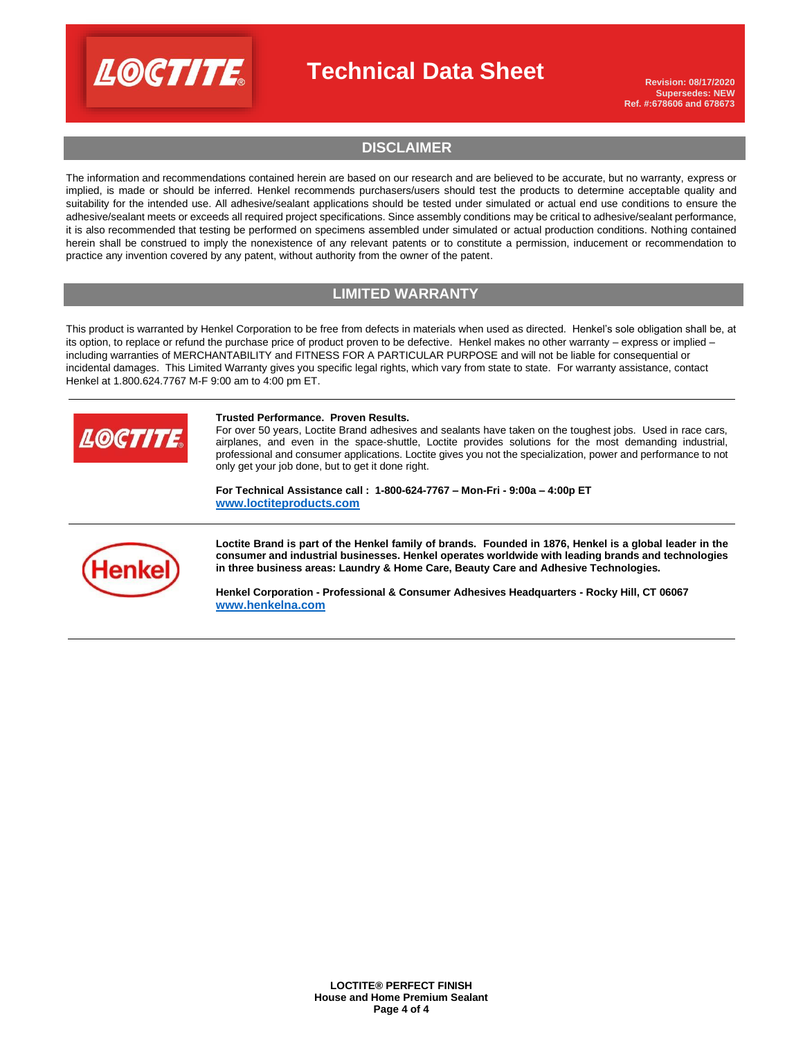## DISCLAIMER

The information and recommendations contained herein are based on our research and are believed to be accurate, but no warranty, express or implied, is made or should be inferred. Henkel recommends purchasers/users should test the products to determine acceptable quality and suitability for the intended use. All adhesive/sealant applications should be tested under simulated or actual end use conditions to ensure the adhesive/sealant meets or exceeds all required project specifications. Since assembly conditions may be critical to adhesive/sealant performance, it is also recommended that testing be performed on specimens assembled under simulated or actual production conditions. Nothing contained herein shall be construed to imply the nonexistence of any relevant patents or to constitute a permission, inducement or recommendation to practice any invention covered by any patent, without authority from the owner of the patent.

## LIMITED WARRANTY

This product is warranted by Henkel Corporation to be free from defects in materials when used as directed. Henkel's sole obligation shall be, at its option, to replace or refund the purchase price of product proven to be defective. Henkel makes no other warranty – express or implied – including warranties of MERCHANTABILITY and FITNESS FOR A PARTICULAR PURPOSE and will not be liable for consequential or incidental damages. This Limited Warranty gives you specific legal rights, which vary from state to state. For warranty assistance, contact Henkel at 1.800.624.7767 M-F 9:00 am to 4:00 pm ET.

---

**Trusted Performance. Proven Results.**
For over 50 years, Loctite Brand adhesives and sealants have taken on the toughest jobs. Used in race cars, airplanes, and even in the space-shuttle, Loctite provides solutions for the most demanding industrial, professional and consumer applications. Loctite gives you not the specialization, power and performance to not only get your job done, but to get it done right.

**For Technical Assistance call : 1-800-624-7767 – Mon-Fri - 9:00a – 4:00p ET**
**www.loctiteproducts.com**

---

**Loctite Brand is part of the Henkel family of brands. Founded in 1876, Henkel is a global leader in the consumer and industrial businesses. Henkel operates worldwide with leading brands and technologies in three business areas: Laundry & Home Care, Beauty Care and Adhesive Technologies.**

**Henkel Corporation - Professional & Consumer Adhesives Headquarters - Rocky Hill, CT 06067**
**www.henkelna.com**